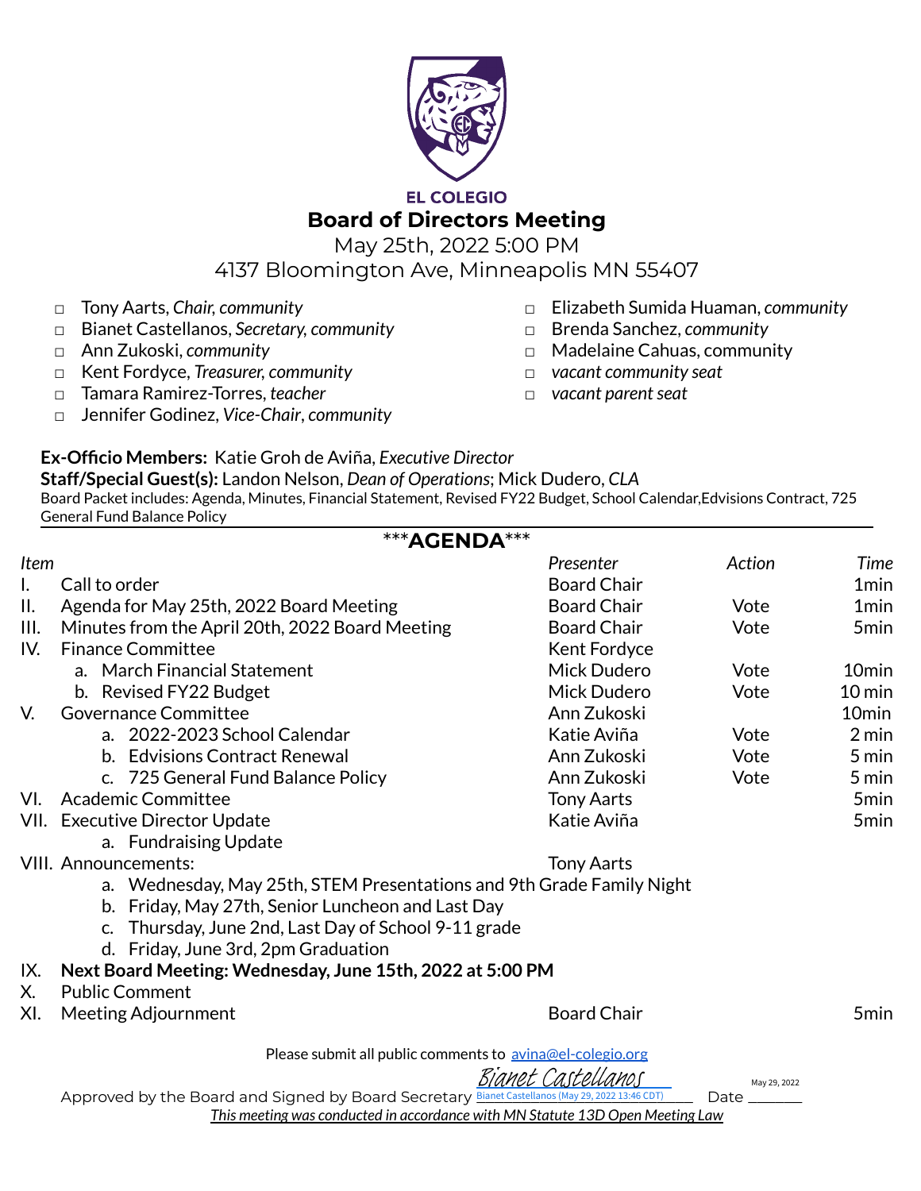**EL COLEGIO**

# Board of Directors Meeting

May 25th, 2022 5:00 PM

4137 Bloomington Ave, Minneapolis MN 55407

- □ Tony Aarts, *Chair, community*
- □ Bianet Castellanos, *Secretary, community*
- □ Ann Zukoski, *community*
- □ Kent Fordyce, *Treasurer, community*
- □ Tamara Ramirez-Torres, *teacher*
- □ Jennifer Godinez, *Vice-Chair, community*
- □ Elizabeth Sumida Huaman, *community*
- □ Brenda Sanchez, *community*
- □ Madelaine Cahuas, community
- □ *vacant community seat*
- □ *vacant parent seat*

**Ex-Officio Members:** Katie Groh de Aviña, *Executive Director*

**Staff/Special Guest(s):** Landon Nelson, *Dean of Operations*; Mick Dudero, *CLA*

Board Packet includes: Agenda, Minutes, Financial Statement, Revised FY22 Budget, School Calendar,Edvisions Contract, 725 General Fund Balance Policy

## \*\*\*AGENDA\*\*\*

| *Item* | | *Presenter* | *Action* | *Time* |
|---|---|---|---|---|
| I. | Call to order | Board Chair | | 1min |
| II. | Agenda for May 25th, 2022 Board Meeting | Board Chair | Vote | 1min |
| III. | Minutes from the April 20th, 2022 Board Meeting | Board Chair | Vote | 5min |
| IV. | Finance Committee | Kent Fordyce | | |
| | a. March Financial Statement | Mick Dudero | Vote | 10min |
| | b. Revised FY22 Budget | Mick Dudero | Vote | 10 min |
| V. | Governance Committee | Ann Zukoski | | 10min |
| | a. 2022-2023 School Calendar | Katie Aviña | Vote | 2 min |
| | b. Edvisions Contract Renewal | Ann Zukoski | Vote | 5 min |
| | c. 725 General Fund Balance Policy | Ann Zukoski | Vote | 5 min |
| VI. | Academic Committee | Tony Aarts | | 5min |
| VII. | Executive Director Update | Katie Aviña | | 5min |
| | a. Fundraising Update | | | |
| VIII. | Announcements: | Tony Aarts | | |
| | a. Wednesday, May 25th, STEM Presentations and 9th Grade Family Night | | | |
| | b. Friday, May 27th, Senior Luncheon and Last Day | | | |
| | c. Thursday, June 2nd, Last Day of School 9-11 grade | | | |
| | d. Friday, June 3rd, 2pm Graduation | | | |
| IX. | **Next Board Meeting: Wednesday, June 15th, 2022 at 5:00 PM** | | | |
| X. | Public Comment | | | |
| XI. | Meeting Adjournment | Board Chair | | 5min |

Please submit all public comments to avina@el-colegio.org

Approved by the Board and Signed by Board Secretary *Bianet Castellanos* Bianet Castellanos (May 29, 2022 13:46 CDT) Date May 29, 2022

*This meeting was conducted in accordance with MN Statute 13D Open Meeting Law*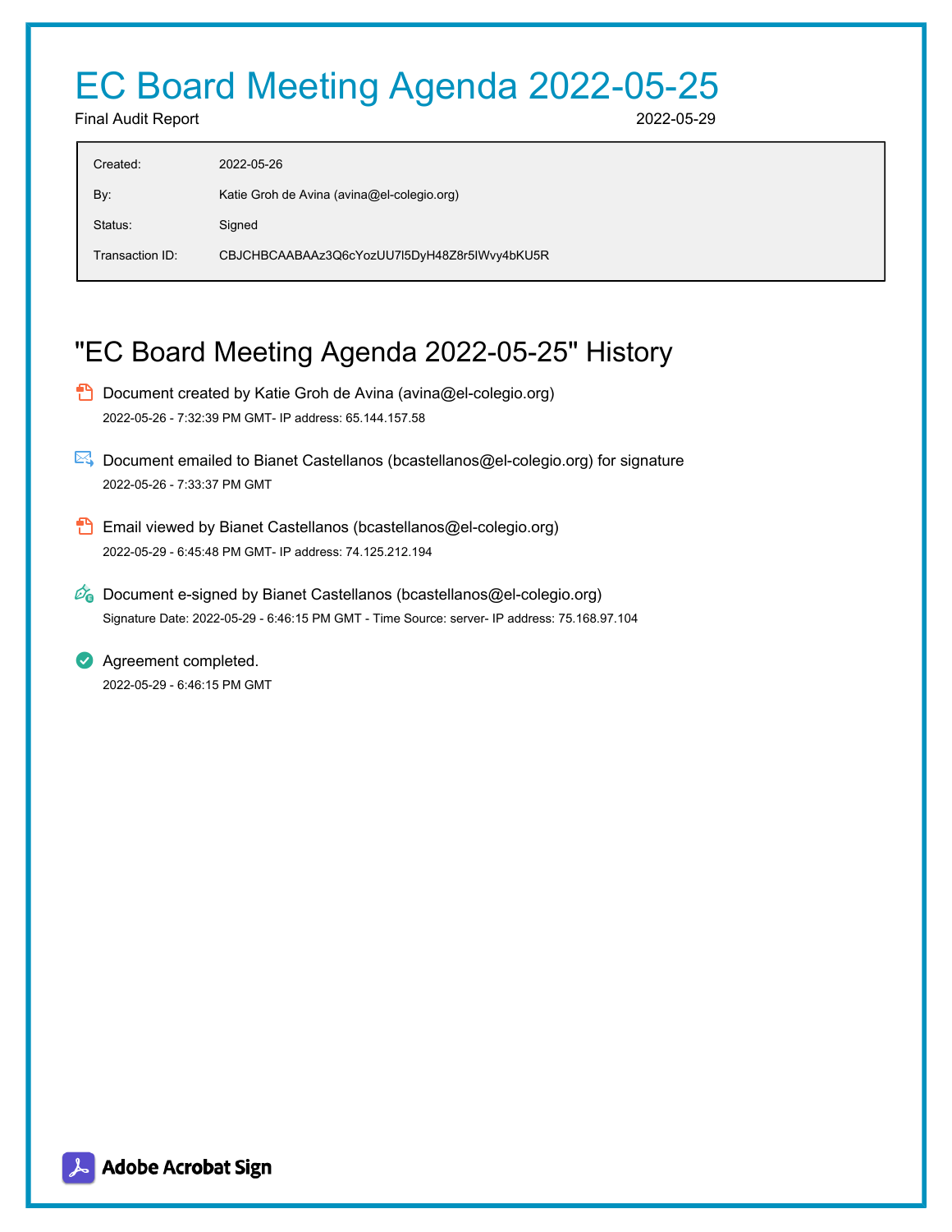# EC Board Meeting Agenda 2022-05-25

Final Audit Report 2022-05-29

| | |
|---|---|
| Created: | 2022-05-26 |
| By: | Katie Groh de Avina (avina@el-colegio.org) |
| Status: | Signed |
| Transaction ID: | CBJCHBCAABAAz3Q6cYozUU7l5DyH48Z8r5IWvy4bKU5R |

## "EC Board Meeting Agenda 2022-05-25" History

- Document created by Katie Groh de Avina (avina@el-colegio.org)
  2022-05-26 - 7:32:39 PM GMT- IP address: 65.144.157.58

- Document emailed to Bianet Castellanos (bcastellanos@el-colegio.org) for signature
  2022-05-26 - 7:33:37 PM GMT

- Email viewed by Bianet Castellanos (bcastellanos@el-colegio.org)
  2022-05-29 - 6:45:48 PM GMT- IP address: 74.125.212.194

- Document e-signed by Bianet Castellanos (bcastellanos@el-colegio.org)
  Signature Date: 2022-05-29 - 6:46:15 PM GMT - Time Source: server- IP address: 75.168.97.104

- Agreement completed.
  2022-05-29 - 6:46:15 PM GMT

Adobe Acrobat Sign